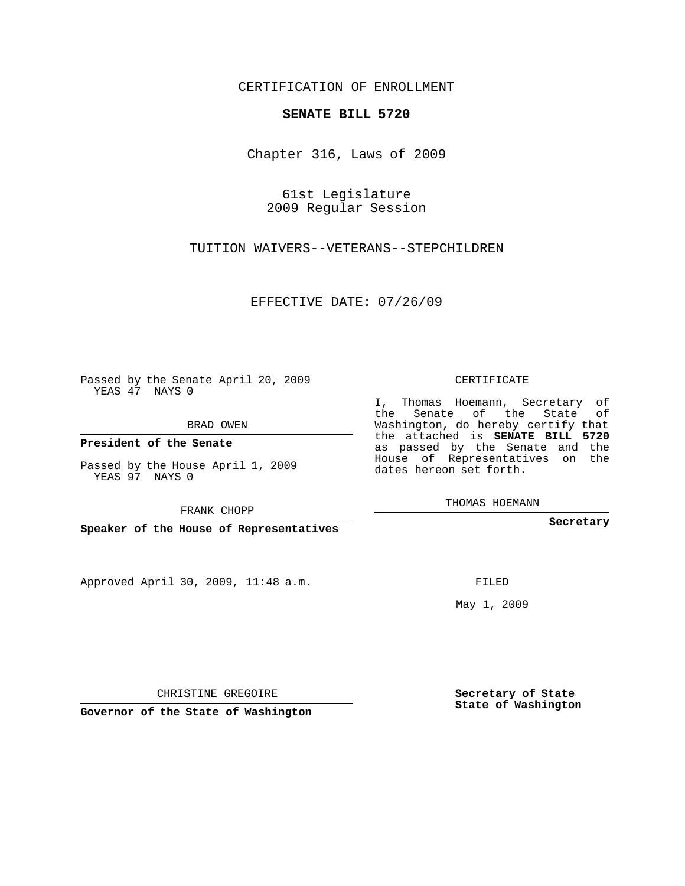CERTIFICATION OF ENROLLMENT

**SENATE BILL 5720**

Chapter 316, Laws of 2009

61st Legislature
2009 Regular Session

TUITION WAIVERS--VETERANS--STEPCHILDREN

EFFECTIVE DATE: 07/26/09

Passed by the Senate April 20, 2009
YEAS 47 NAYS 0

BRAD OWEN

**President of the Senate**

Passed by the House April 1, 2009
YEAS 97 NAYS 0

FRANK CHOPP

**Speaker of the House of Representatives**

Approved April 30, 2009, 11:48 a.m.

CHRISTINE GREGOIRE

**Governor of the State of Washington**

CERTIFICATE

I, Thomas Hoemann, Secretary of the Senate of the State of Washington, do hereby certify that the attached is **SENATE BILL 5720** as passed by the Senate and the House of Representatives on the dates hereon set forth.

THOMAS HOEMANN

**Secretary**

FILED

May 1, 2009

**Secretary of State**
**State of Washington**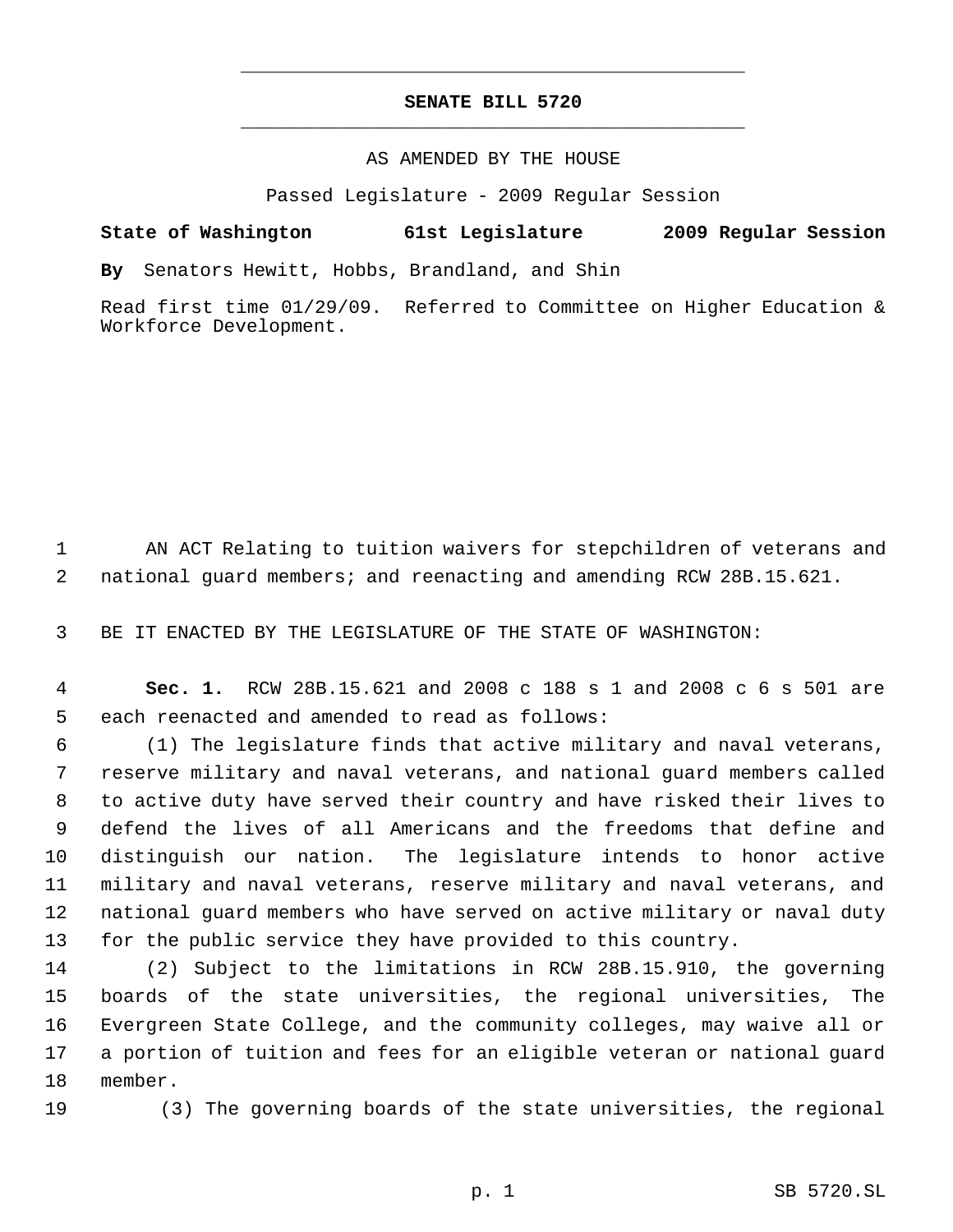# SENATE BILL 5720

AS AMENDED BY THE HOUSE

Passed Legislature - 2009 Regular Session

**State of Washington 61st Legislature 2009 Regular Session**

**By** Senators Hewitt, Hobbs, Brandland, and Shin

Read first time 01/29/09. Referred to Committee on Higher Education & Workforce Development.

AN ACT Relating to tuition waivers for stepchildren of veterans and national guard members; and reenacting and amending RCW 28B.15.621.

BE IT ENACTED BY THE LEGISLATURE OF THE STATE OF WASHINGTON:

**Sec. 1.** RCW 28B.15.621 and 2008 c 188 s 1 and 2008 c 6 s 501 are each reenacted and amended to read as follows:

(1) The legislature finds that active military and naval veterans, reserve military and naval veterans, and national guard members called to active duty have served their country and have risked their lives to defend the lives of all Americans and the freedoms that define and distinguish our nation. The legislature intends to honor active military and naval veterans, reserve military and naval veterans, and national guard members who have served on active military or naval duty for the public service they have provided to this country.

(2) Subject to the limitations in RCW 28B.15.910, the governing boards of the state universities, the regional universities, The Evergreen State College, and the community colleges, may waive all or a portion of tuition and fees for an eligible veteran or national guard member.

(3) The governing boards of the state universities, the regional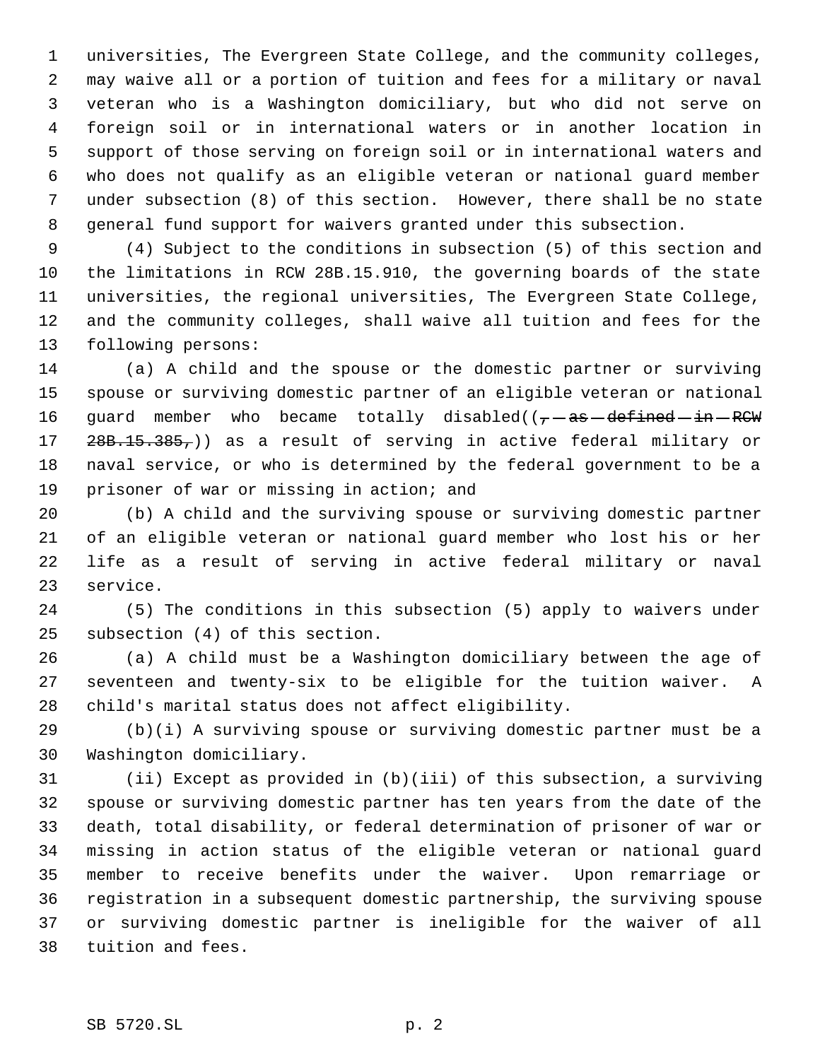universities, The Evergreen State College, and the community colleges, may waive all or a portion of tuition and fees for a military or naval veteran who is a Washington domiciliary, but who did not serve on foreign soil or in international waters or in another location in support of those serving on foreign soil or in international waters and who does not qualify as an eligible veteran or national guard member under subsection (8) of this section. However, there shall be no state general fund support for waivers granted under this subsection.

(4) Subject to the conditions in subsection (5) of this section and the limitations in RCW 28B.15.910, the governing boards of the state universities, the regional universities, The Evergreen State College, and the community colleges, shall waive all tuition and fees for the following persons:

(a) A child and the spouse or the domestic partner or surviving spouse or surviving domestic partner of an eligible veteran or national guard member who became totally disabled((~~, as defined in RCW 28B.15.385,~~)) as a result of serving in active federal military or naval service, or who is determined by the federal government to be a prisoner of war or missing in action; and

(b) A child and the surviving spouse or surviving domestic partner of an eligible veteran or national guard member who lost his or her life as a result of serving in active federal military or naval service.

(5) The conditions in this subsection (5) apply to waivers under subsection (4) of this section.

(a) A child must be a Washington domiciliary between the age of seventeen and twenty-six to be eligible for the tuition waiver. A child's marital status does not affect eligibility.

(b)(i) A surviving spouse or surviving domestic partner must be a Washington domiciliary.

(ii) Except as provided in (b)(iii) of this subsection, a surviving spouse or surviving domestic partner has ten years from the date of the death, total disability, or federal determination of prisoner of war or missing in action status of the eligible veteran or national guard member to receive benefits under the waiver. Upon remarriage or registration in a subsequent domestic partnership, the surviving spouse or surviving domestic partner is ineligible for the waiver of all tuition and fees.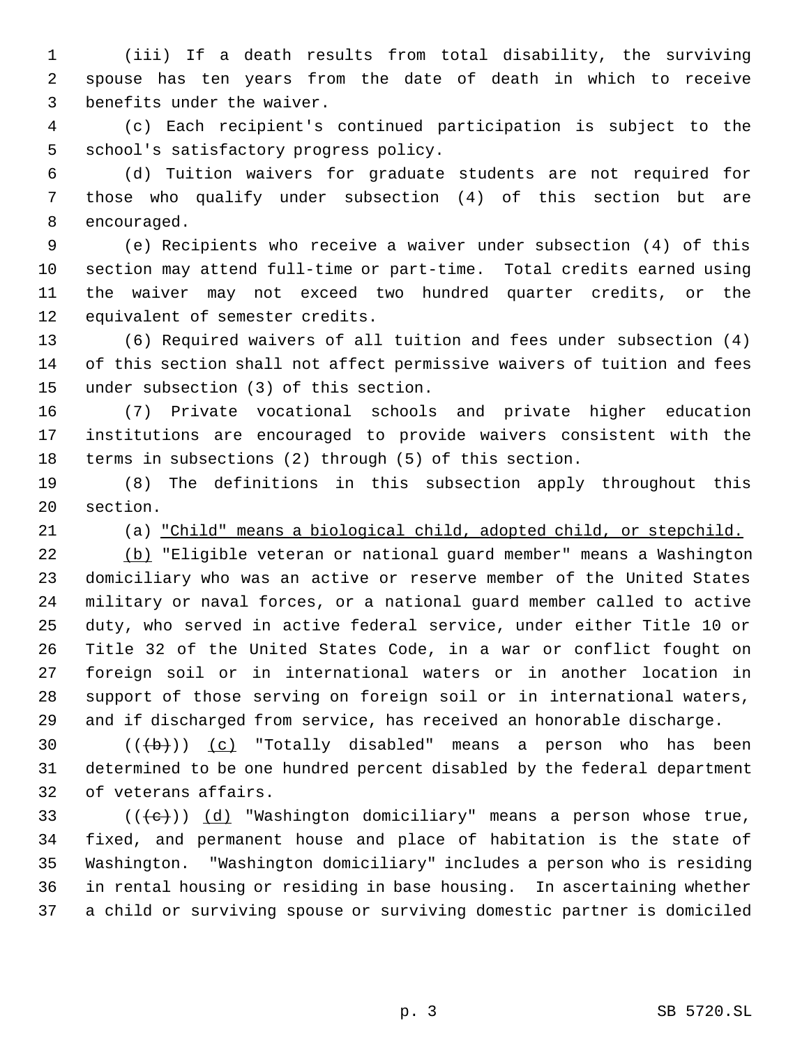(iii) If a death results from total disability, the surviving spouse has ten years from the date of death in which to receive benefits under the waiver.

(c) Each recipient's continued participation is subject to the school's satisfactory progress policy.

(d) Tuition waivers for graduate students are not required for those who qualify under subsection (4) of this section but are encouraged.

(e) Recipients who receive a waiver under subsection (4) of this section may attend full-time or part-time. Total credits earned using the waiver may not exceed two hundred quarter credits, or the equivalent of semester credits.

(6) Required waivers of all tuition and fees under subsection (4) of this section shall not affect permissive waivers of tuition and fees under subsection (3) of this section.

(7) Private vocational schools and private higher education institutions are encouraged to provide waivers consistent with the terms in subsections (2) through (5) of this section.

(8) The definitions in this subsection apply throughout this section.

(a) <u>"Child" means a biological child, adopted child, or stepchild.</u>

<u>(b)</u> "Eligible veteran or national guard member" means a Washington domiciliary who was an active or reserve member of the United States military or naval forces, or a national guard member called to active duty, who served in active federal service, under either Title 10 or Title 32 of the United States Code, in a war or conflict fought on foreign soil or in international waters or in another location in support of those serving on foreign soil or in international waters, and if discharged from service, has received an honorable discharge.

((~~(b)~~)) <u>(c)</u> "Totally disabled" means a person who has been determined to be one hundred percent disabled by the federal department of veterans affairs.

((~~(c)~~)) <u>(d)</u> "Washington domiciliary" means a person whose true, fixed, and permanent house and place of habitation is the state of Washington. "Washington domiciliary" includes a person who is residing in rental housing or residing in base housing. In ascertaining whether a child or surviving spouse or surviving domestic partner is domiciled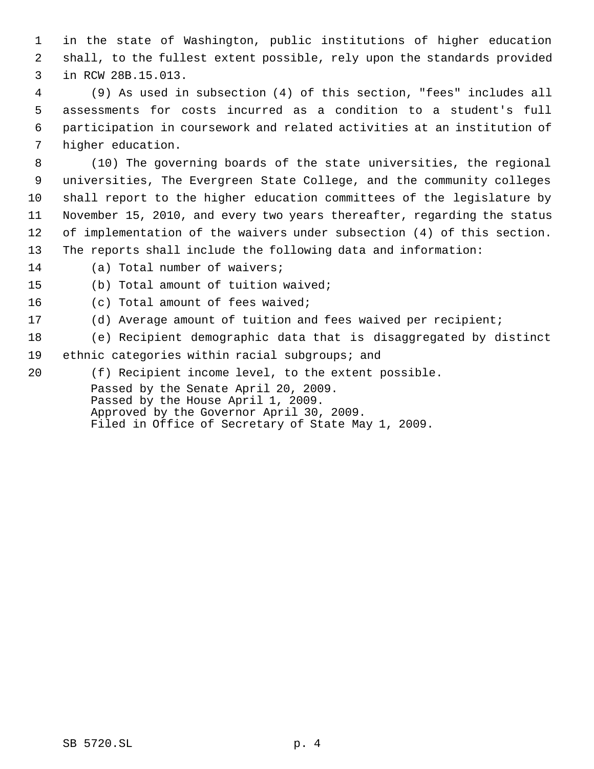in the state of Washington, public institutions of higher education shall, to the fullest extent possible, rely upon the standards provided in RCW 28B.15.013.

(9) As used in subsection (4) of this section, "fees" includes all assessments for costs incurred as a condition to a student's full participation in coursework and related activities at an institution of higher education.

(10) The governing boards of the state universities, the regional universities, The Evergreen State College, and the community colleges shall report to the higher education committees of the legislature by November 15, 2010, and every two years thereafter, regarding the status of implementation of the waivers under subsection (4) of this section. The reports shall include the following data and information:

(a) Total number of waivers;

(b) Total amount of tuition waived;

(c) Total amount of fees waived;

(d) Average amount of tuition and fees waived per recipient;

(e) Recipient demographic data that is disaggregated by distinct ethnic categories within racial subgroups; and

(f) Recipient income level, to the extent possible.

Passed by the Senate April 20, 2009.
Passed by the House April 1, 2009.
Approved by the Governor April 30, 2009.
Filed in Office of Secretary of State May 1, 2009.